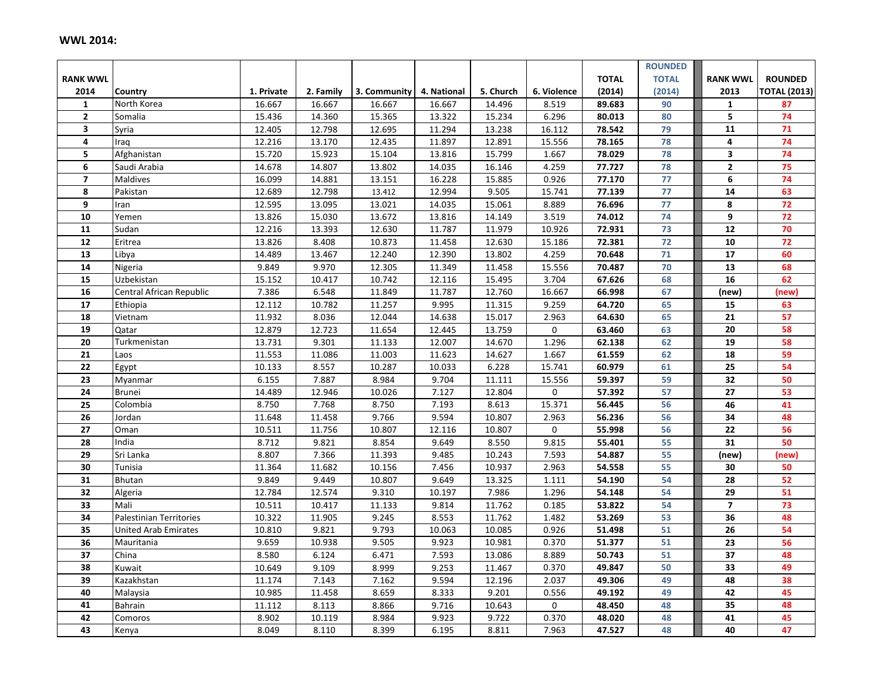**WWL 2014:**

| RANK WWL 2014 | Country | 1. Private | 2. Family | 3. Community | 4. National | 5. Church | 6. Violence | TOTAL (2014) | ROUNDED TOTAL (2014) | RANK WWL 2013 | ROUNDED TOTAL (2013) |
|---|---|---|---|---|---|---|---|---|---|---|---|
| 1 | North Korea | 16.667 | 16.667 | 16.667 | 16.667 | 14.496 | 8.519 | **89.683** | 90 | 1 | 87 |
| 2 | Somalia | 15.436 | 14.360 | 15.365 | 13.322 | 15.234 | 6.296 | **80.013** | 80 | 5 | 74 |
| 3 | Syria | 12.405 | 12.798 | 12.695 | 11.294 | 13.238 | 16.112 | **78.542** | 79 | 11 | 71 |
| 4 | Iraq | 12.216 | 13.170 | 12.435 | 11.897 | 12.891 | 15.556 | **78.165** | 78 | 4 | 74 |
| 5 | Afghanistan | 15.720 | 15.923 | 15.104 | 13.816 | 15.799 | 1.667 | **78.029** | 78 | 3 | 74 |
| 6 | Saudi Arabia | 14.678 | 14.807 | 13.802 | 14.035 | 16.146 | 4.259 | **77.727** | 78 | 2 | 75 |
| 7 | Maldives | 16.099 | 14.881 | 13.151 | 16.228 | 15.885 | 0.926 | **77.170** | 77 | 6 | 74 |
| 8 | Pakistan | 12.689 | 12.798 | 13.412 | 12.994 | 9.505 | 15.741 | **77.139** | 77 | 14 | 63 |
| 9 | Iran | 12.595 | 13.095 | 13.021 | 14.035 | 15.061 | 8.889 | **76.696** | 77 | 8 | 72 |
| 10 | Yemen | 13.826 | 15.030 | 13.672 | 13.816 | 14.149 | 3.519 | **74.012** | 74 | 9 | 72 |
| 11 | Sudan | 12.216 | 13.393 | 12.630 | 11.787 | 11.979 | 10.926 | **72.931** | 73 | 12 | 70 |
| 12 | Eritrea | 13.826 | 8.408 | 10.873 | 11.458 | 12.630 | 15.186 | **72.381** | 72 | 10 | 72 |
| 13 | Libya | 14.489 | 13.467 | 12.240 | 12.390 | 13.802 | 4.259 | **70.648** | 71 | 17 | 60 |
| 14 | Nigeria | 9.849 | 9.970 | 12.305 | 11.349 | 11.458 | 15.556 | **70.487** | 70 | 13 | 68 |
| 15 | Uzbekistan | 15.152 | 10.417 | 10.742 | 12.116 | 15.495 | 3.704 | **67.626** | 68 | 16 | 62 |
| 16 | Central African Republic | 7.386 | 6.548 | 11.849 | 11.787 | 12.760 | 16.667 | **66.998** | 67 | (new) | (new) |
| 17 | Ethiopia | 12.112 | 10.782 | 11.257 | 9.995 | 11.315 | 9.259 | **64.720** | 65 | 15 | 63 |
| 18 | Vietnam | 11.932 | 8.036 | 12.044 | 14.638 | 15.017 | 2.963 | **64.630** | 65 | 21 | 57 |
| 19 | Qatar | 12.879 | 12.723 | 11.654 | 12.445 | 13.759 | 0 | **63.460** | 63 | 20 | 58 |
| 20 | Turkmenistan | 13.731 | 9.301 | 11.133 | 12.007 | 14.670 | 1.296 | **62.138** | 62 | 19 | 58 |
| 21 | Laos | 11.553 | 11.086 | 11.003 | 11.623 | 14.627 | 1.667 | **61.559** | 62 | 18 | 59 |
| 22 | Egypt | 10.133 | 8.557 | 10.287 | 10.033 | 6.228 | 15.741 | **60.979** | 61 | 25 | 54 |
| 23 | Myanmar | 6.155 | 7.887 | 8.984 | 9.704 | 11.111 | 15.556 | **59.397** | 59 | 32 | 50 |
| 24 | Brunei | 14.489 | 12.946 | 10.026 | 7.127 | 12.804 | 0 | **57.392** | 57 | 27 | 53 |
| 25 | Colombia | 8.750 | 7.768 | 8.750 | 7.193 | 8.613 | 15.371 | **56.445** | 56 | 46 | 41 |
| 26 | Jordan | 11.648 | 11.458 | 9.766 | 9.594 | 10.807 | 2.963 | **56.236** | 56 | 34 | 48 |
| 27 | Oman | 10.511 | 11.756 | 10.807 | 12.116 | 10.807 | 0 | **55.998** | 56 | 22 | 56 |
| 28 | India | 8.712 | 9.821 | 8.854 | 9.649 | 8.550 | 9.815 | **55.401** | 55 | 31 | 50 |
| 29 | Sri Lanka | 8.807 | 7.366 | 11.393 | 9.485 | 10.243 | 7.593 | **54.887** | 55 | (new) | (new) |
| 30 | Tunisia | 11.364 | 11.682 | 10.156 | 7.456 | 10.937 | 2.963 | **54.558** | 55 | 30 | 50 |
| 31 | Bhutan | 9.849 | 9.449 | 10.807 | 9.649 | 13.325 | 1.111 | **54.190** | 54 | 28 | 52 |
| 32 | Algeria | 12.784 | 12.574 | 9.310 | 10.197 | 7.986 | 1.296 | **54.148** | 54 | 29 | 51 |
| 33 | Mali | 10.511 | 10.417 | 11.133 | 9.814 | 11.762 | 0.185 | **53.822** | 54 | 7 | 73 |
| 34 | Palestinian Territories | 10.322 | 11.905 | 9.245 | 8.553 | 11.762 | 1.482 | **53.269** | 53 | 36 | 48 |
| 35 | United Arab Emirates | 10.810 | 9.821 | 9.793 | 10.063 | 10.085 | 0.926 | **51.498** | 51 | 26 | 54 |
| 36 | Mauritania | 9.659 | 10.938 | 9.505 | 9.923 | 10.981 | 0.370 | **51.377** | 51 | 23 | 56 |
| 37 | China | 8.580 | 6.124 | 6.471 | 7.593 | 13.086 | 8.889 | **50.743** | 51 | 37 | 48 |
| 38 | Kuwait | 10.649 | 9.109 | 8.999 | 9.253 | 11.467 | 0.370 | **49.847** | 50 | 33 | 49 |
| 39 | Kazakhstan | 11.174 | 7.143 | 7.162 | 9.594 | 12.196 | 2.037 | **49.306** | 49 | 48 | 38 |
| 40 | Malaysia | 10.985 | 11.458 | 8.659 | 8.333 | 9.201 | 0.556 | **49.192** | 49 | 42 | 45 |
| 41 | Bahrain | 11.112 | 8.113 | 8.866 | 9.716 | 10.643 | 0 | **48.450** | 48 | 35 | 48 |
| 42 | Comoros | 8.902 | 10.119 | 8.984 | 9.923 | 9.722 | 0.370 | **48.020** | 48 | 41 | 45 |
| 43 | Kenya | 8.049 | 8.110 | 8.399 | 6.195 | 8.811 | 7.963 | **47.527** | 48 | 40 | 47 |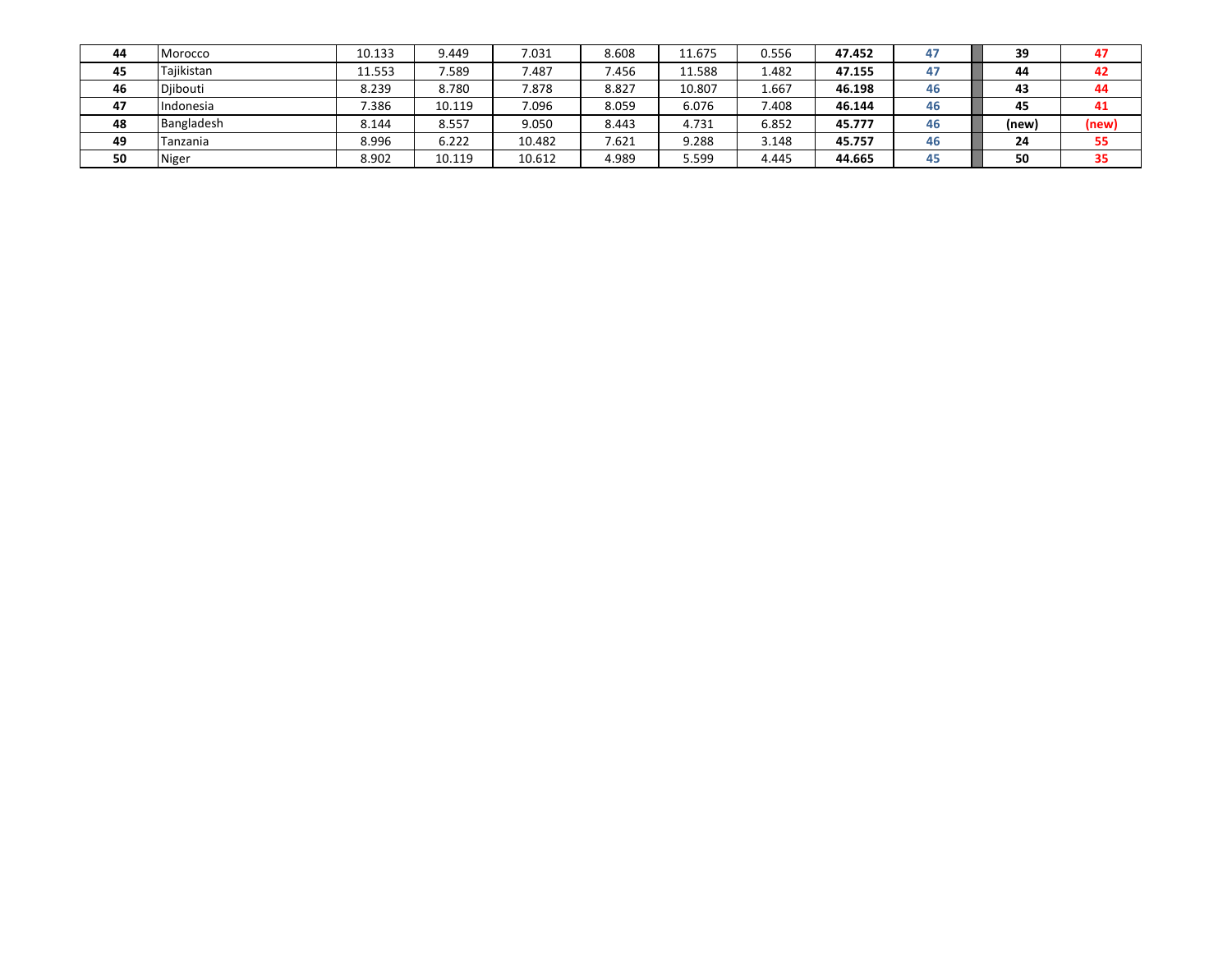| | | | | | | | | | | | | |
|---|---|---|---|---|---|---|---|---|---|---|---|---|
| **44** | Morocco | 10.133 | 9.449 | 7.031 | 8.608 | 11.675 | 0.556 | **47.452** | **47** | | **39** | **47** |
| **45** | Tajikistan | 11.553 | 7.589 | 7.487 | 7.456 | 11.588 | 1.482 | **47.155** | **47** | | **44** | **42** |
| **46** | Djibouti | 8.239 | 8.780 | 7.878 | 8.827 | 10.807 | 1.667 | **46.198** | **46** | | **43** | **44** |
| **47** | Indonesia | 7.386 | 10.119 | 7.096 | 8.059 | 6.076 | 7.408 | **46.144** | **46** | | **45** | **41** |
| **48** | Bangladesh | 8.144 | 8.557 | 9.050 | 8.443 | 4.731 | 6.852 | **45.777** | **46** | | **(new)** | **(new)** |
| **49** | Tanzania | 8.996 | 6.222 | 10.482 | 7.621 | 9.288 | 3.148 | **45.757** | **46** | | **24** | **55** |
| **50** | Niger | 8.902 | 10.119 | 10.612 | 4.989 | 5.599 | 4.445 | **44.665** | **45** | | **50** | **35** |